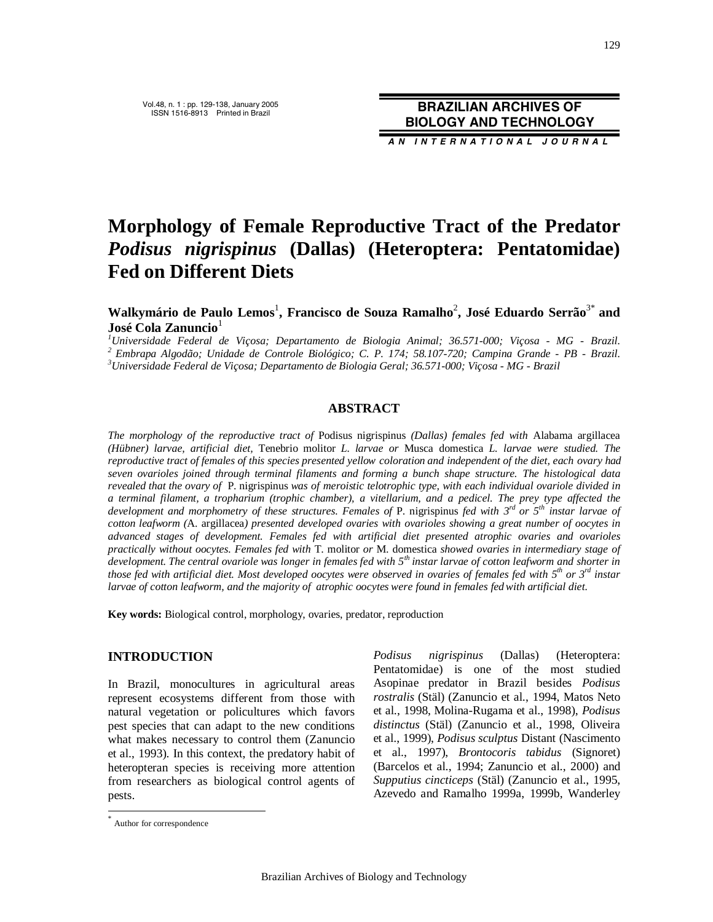# Morphology of Female Reproductive Tract of the Predator *Podisus nigrispinus* (Dallas) (Heteroptera: Pentatomidae) Fed on Different Diets

**Walkymário de Paulo Lemos**[1]**, Francisco de Souza Ramalho**[2]**, José Eduardo Serrão**[3*] **and José Cola Zanuncio**[1]

[1]*Universidade Federal de Viçosa; Departamento de Biologia Animal; 36.571-000; Viçosa - MG - Brazil.*
[2] *Embrapa Algodão; Unidade de Controle Biológico; C. P. 174; 58.107-720; Campina Grande - PB - Brazil.*
[3]*Universidade Federal de Viçosa; Departamento de Biologia Geral; 36.571-000; Viçosa - MG - Brazil*

## ABSTRACT

*The morphology of the reproductive tract of* Podisus nigrispinus *(Dallas) females fed with* Alabama argillacea *(Hübner) larvae, artificial diet,* Tenebrio molitor *L. larvae or* Musca domestica *L. larvae were studied. The reproductive tract of females of this species presented yellow coloration and independent of the diet, each ovary had seven ovarioles joined through terminal filaments and forming a bunch shape structure. The histological data revealed that the ovary of* P. nigrispinus *was of meroistic telotrophic type, with each individual ovariole divided in a terminal filament, a tropharium (trophic chamber), a vitellarium, and a pedicel. The prey type affected the development and morphometry of these structures. Females of* P. nigrispinus *fed with 3rd or 5th instar larvae of cotton leafworm (*A. argillacea*) presented developed ovaries with ovarioles showing a great number of oocytes in advanced stages of development. Females fed with artificial diet presented atrophic ovaries and ovarioles practically without oocytes. Females fed with* T. molitor *or* M. domestica *showed ovaries in intermediary stage of development. The central ovariole was longer in females fed with 5th instar larvae of cotton leafworm and shorter in those fed with artificial diet. Most developed oocytes were observed in ovaries of females fed with 5th or 3rd instar larvae of cotton leafworm, and the majority of atrophic oocytes were found in females fed with artificial diet.*

**Key words:** Biological control, morphology, ovaries, predator, reproduction

## INTRODUCTION

In Brazil, monocultures in agricultural areas represent ecosystems different from those with natural vegetation or policultures which favors pest species that can adapt to the new conditions what makes necessary to control them (Zanuncio et al., 1993). In this context, the predatory habit of heteropteran species is receiving more attention from researchers as biological control agents of pests.

*Podisus nigrispinus* (Dallas) (Heteroptera: Pentatomidae) is one of the most studied Asopinae predator in Brazil besides *Podisus rostralis* (Stäl) (Zanuncio et al., 1994, Matos Neto et al., 1998, Molina-Rugama et al., 1998), *Podisus distinctus* (Stäl) (Zanuncio et al., 1998, Oliveira et al., 1999), *Podisus sculptus* Distant (Nascimento et al., 1997), *Brontocoris tabidus* (Signoret) (Barcelos et al., 1994; Zanuncio et al., 2000) and *Supputius cincticeps* (Stäl) (Zanuncio et al., 1995, Azevedo and Ramalho 1999a, 1999b, Wanderley

* Author for correspondence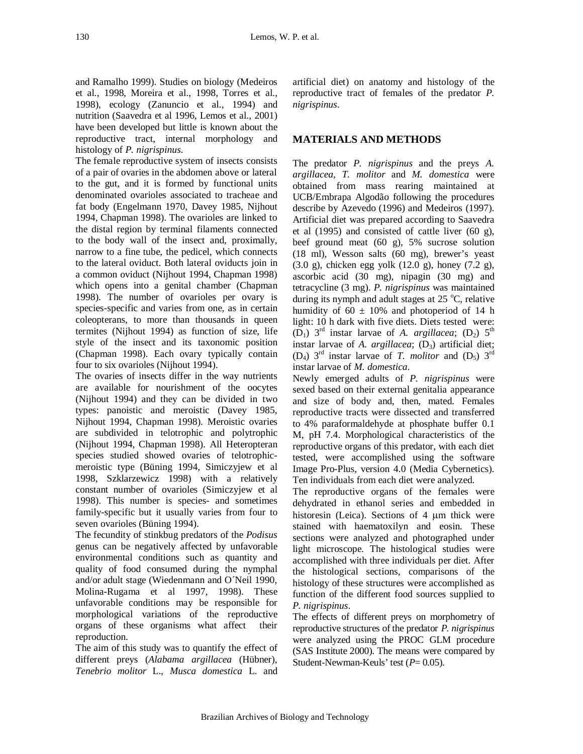and Ramalho 1999). Studies on biology (Medeiros et al., 1998, Moreira et al., 1998, Torres et al., 1998), ecology (Zanuncio et al., 1994) and nutrition (Saavedra et al 1996, Lemos et al., 2001) have been developed but little is known about the reproductive tract, internal morphology and histology of *P. nigrispinus*.

The female reproductive system of insects consists of a pair of ovaries in the abdomen above or lateral to the gut, and it is formed by functional units denominated ovarioles associated to tracheae and fat body (Engelmann 1970, Davey 1985, Nijhout 1994, Chapman 1998). The ovarioles are linked to the distal region by terminal filaments connected to the body wall of the insect and, proximally, narrow to a fine tube, the pedicel, which connects to the lateral oviduct. Both lateral oviducts join in a common oviduct (Nijhout 1994, Chapman 1998) which opens into a genital chamber (Chapman 1998). The number of ovarioles per ovary is species-specific and varies from one, as in certain coleopterans, to more than thousands in queen termites (Nijhout 1994) as function of size, life style of the insect and its taxonomic position (Chapman 1998). Each ovary typically contain four to six ovarioles (Nijhout 1994).

The ovaries of insects differ in the way nutrients are available for nourishment of the oocytes (Nijhout 1994) and they can be divided in two types: panoistic and meroistic (Davey 1985, Nijhout 1994, Chapman 1998). Meroistic ovaries are subdivided in telotrophic and polytrophic (Nijhout 1994, Chapman 1998). All Heteropteran species studied showed ovaries of telotrophic-meroistic type (Büning 1994, Simiczyjew et al 1998, Szklarzewicz 1998) with a relatively constant number of ovarioles (Simiczyjew et al 1998). This number is species- and sometimes family-specific but it usually varies from four to seven ovarioles (Büning 1994).

The fecundity of stinkbug predators of the *Podisus* genus can be negatively affected by unfavorable environmental conditions such as quantity and quality of food consumed during the nymphal and/or adult stage (Wiedenmann and O´Neil 1990, Molina-Rugama et al 1997, 1998). These unfavorable conditions may be responsible for morphological variations of the reproductive organs of these organisms what affect their reproduction.

The aim of this study was to quantify the effect of different preys (*Alabama argillacea* (Hübner), *Tenebrio molitor* L., *Musca domestica* L. and artificial diet) on anatomy and histology of the reproductive tract of females of the predator *P. nigrispinus*.

## MATERIALS AND METHODS

The predator *P. nigrispinus* and the preys *A. argillacea*, *T. molitor* and *M. domestica* were obtained from mass rearing maintained at UCB/Embrapa Algodão following the procedures describe by Azevedo (1996) and Medeiros (1997). Artificial diet was prepared according to Saavedra et al (1995) and consisted of cattle liver (60 g), beef ground meat (60 g), 5% sucrose solution (18 ml), Wesson salts (60 mg), brewer's yeast (3.0 g), chicken egg yolk (12.0 g), honey (7.2 g), ascorbic acid (30 mg), nipagin (30 mg) and tetracycline (3 mg). *P. nigrispinus* was maintained during its nymph and adult stages at 25 $^{o}$C, relative humidity of 60 ± 10% and photoperiod of 14 h light: 10 h dark with five diets. Diets tested were: ($D_1$) 3$^{rd}$ instar larvae of *A. argillacea*; ($D_2$) 5$^{th}$ instar larvae of *A. argillacea*; ($D_3$) artificial diet; ($D_4$) 3$^{rd}$ instar larvae of *T. molitor* and ($D_5$) 3$^{rd}$ instar larvae of *M. domestica*.

Newly emerged adults of *P. nigrispinus* were sexed based on their external genitalia appearance and size of body and, then, mated. Females reproductive tracts were dissected and transferred to 4% paraformaldehyde at phosphate buffer 0.1 M, pH 7.4. Morphological characteristics of the reproductive organs of this predator, with each diet tested, were accomplished using the software Image Pro-Plus, version 4.0 (Media Cybernetics). Ten individuals from each diet were analyzed.

The reproductive organs of the females were dehydrated in ethanol series and embedded in historesin (Leica). Sections of 4 μm thick were stained with haematoxilyn and eosin. These sections were analyzed and photographed under light microscope. The histological studies were accomplished with three individuals per diet. After the histological sections, comparisons of the histology of these structures were accomplished as function of the different food sources supplied to *P. nigrispinus*.

The effects of different preys on morphometry of reproductive structures of the predator *P. nigrispinus* were analyzed using the PROC GLM procedure (SAS Institute 2000). The means were compared by Student-Newman-Keuls' test ($P$= 0.05).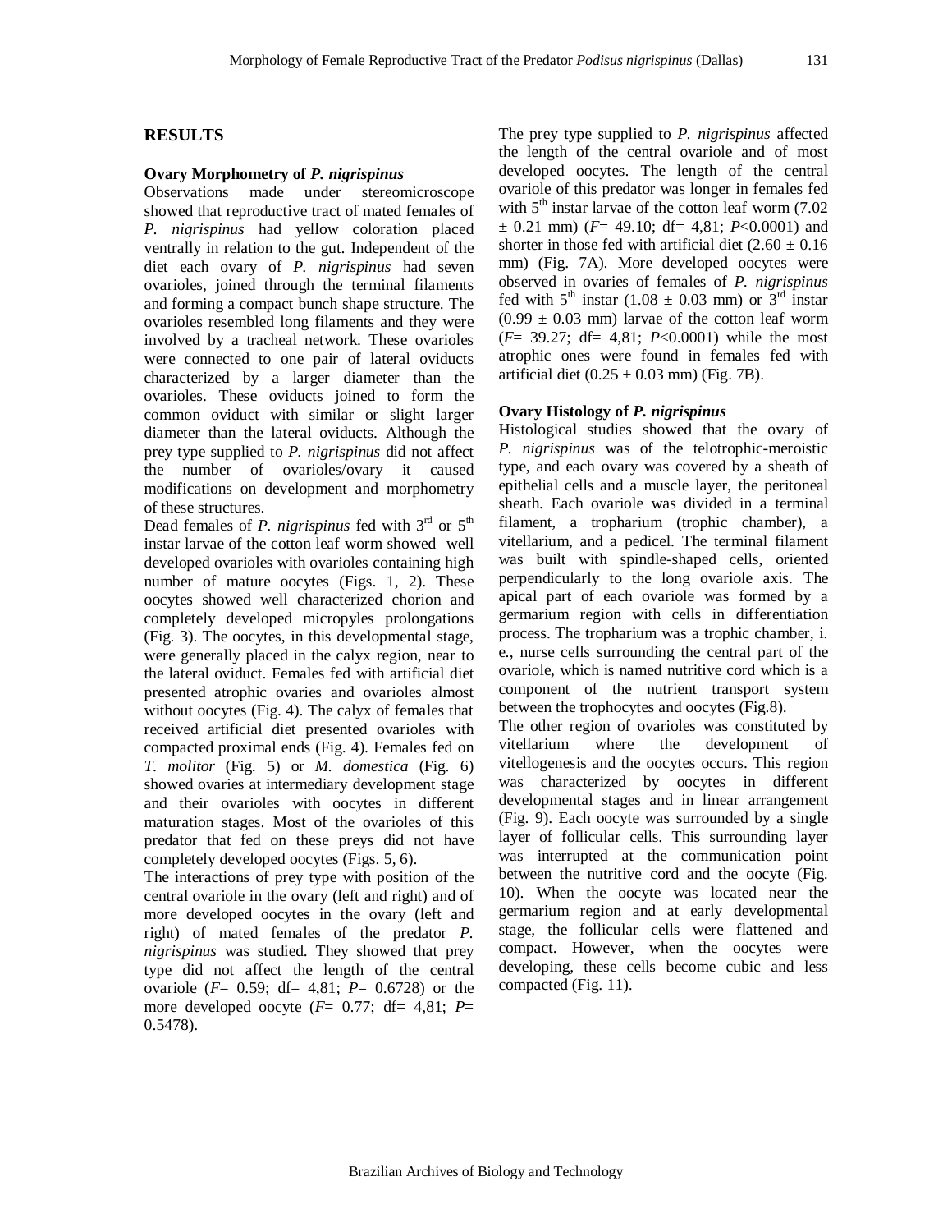## RESULTS

### Ovary Morphometry of *P. nigrispinus*

Observations made under stereomicroscope showed that reproductive tract of mated females of *P. nigrispinus* had yellow coloration placed ventrally in relation to the gut. Independent of the diet each ovary of *P. nigrispinus* had seven ovarioles, joined through the terminal filaments and forming a compact bunch shape structure. The ovarioles resembled long filaments and they were involved by a tracheal network. These ovarioles were connected to one pair of lateral oviducts characterized by a larger diameter than the ovarioles. These oviducts joined to form the common oviduct with similar or slight larger diameter than the lateral oviducts. Although the prey type supplied to *P. nigrispinus* did not affect the number of ovarioles/ovary it caused modifications on development and morphometry of these structures.

Dead females of *P. nigrispinus* fed with 3rd or 5th instar larvae of the cotton leaf worm showed well developed ovarioles with ovarioles containing high number of mature oocytes (Figs. 1, 2). These oocytes showed well characterized chorion and completely developed micropyles prolongations (Fig. 3). The oocytes, in this developmental stage, were generally placed in the calyx region, near to the lateral oviduct. Females fed with artificial diet presented atrophic ovaries and ovarioles almost without oocytes (Fig. 4). The calyx of females that received artificial diet presented ovarioles with compacted proximal ends (Fig. 4). Females fed on *T. molitor* (Fig. 5) or *M. domestica* (Fig. 6) showed ovaries at intermediary development stage and their ovarioles with oocytes in different maturation stages. Most of the ovarioles of this predator that fed on these preys did not have completely developed oocytes (Figs. 5, 6).

The interactions of prey type with position of the central ovariole in the ovary (left and right) and of more developed oocytes in the ovary (left and right) of mated females of the predator *P. nigrispinus* was studied. They showed that prey type did not affect the length of the central ovariole ($F$= 0.59; df= 4,81; $P$= 0.6728) or the more developed oocyte ($F$= 0.77; df= 4,81; $P$= 0.5478).

The prey type supplied to *P. nigrispinus* affected the length of the central ovariole and of most developed oocytes. The length of the central ovariole of this predator was longer in females fed with 5th instar larvae of the cotton leaf worm (7.02 ± 0.21 mm) ($F$= 49.10; df= 4,81; $P$<0.0001) and shorter in those fed with artificial diet (2.60 ± 0.16 mm) (Fig. 7A). More developed oocytes were observed in ovaries of females of *P. nigrispinus* fed with 5th instar (1.08 ± 0.03 mm) or 3rd instar (0.99 ± 0.03 mm) larvae of the cotton leaf worm ($F$= 39.27; df= 4,81; $P$<0.0001) while the most atrophic ones were found in females fed with artificial diet (0.25 ± 0.03 mm) (Fig. 7B).

### Ovary Histology of *P. nigrispinus*

Histological studies showed that the ovary of *P. nigrispinus* was of the telotrophic-meroistic type, and each ovary was covered by a sheath of epithelial cells and a muscle layer, the peritoneal sheath. Each ovariole was divided in a terminal filament, a tropharium (trophic chamber), a vitellarium, and a pedicel. The terminal filament was built with spindle-shaped cells, oriented perpendicularly to the long ovariole axis. The apical part of each ovariole was formed by a germarium region with cells in differentiation process. The tropharium was a trophic chamber, i. e., nurse cells surrounding the central part of the ovariole, which is named nutritive cord which is a component of the nutrient transport system between the trophocytes and oocytes (Fig.8).

The other region of ovarioles was constituted by vitellarium where the development of vitellogenesis and the oocytes occurs. This region was characterized by oocytes in different developmental stages and in linear arrangement (Fig. 9). Each oocyte was surrounded by a single layer of follicular cells. This surrounding layer was interrupted at the communication point between the nutritive cord and the oocyte (Fig. 10). When the oocyte was located near the germarium region and at early developmental stage, the follicular cells were flattened and compact. However, when the oocytes were developing, these cells become cubic and less compacted (Fig. 11).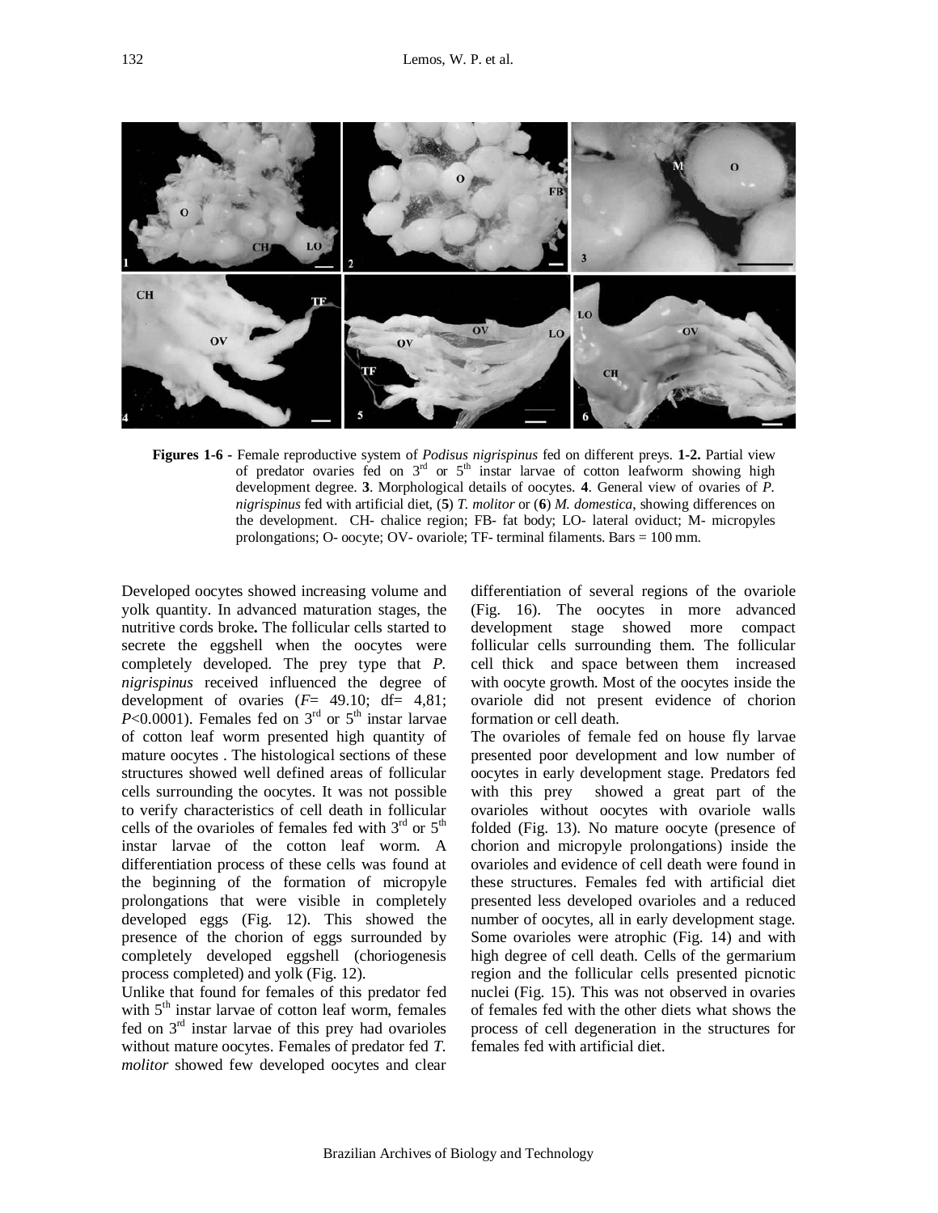**Figures 1-6 -** Female reproductive system of *Podisus nigrispinus* fed on different preys. **1-2.** Partial view of predator ovaries fed on 3rd or 5th instar larvae of cotton leafworm showing high development degree. **3**. Morphological details of oocytes. **4**. General view of ovaries of *P. nigrispinus* fed with artificial diet, (**5**) *T. molitor* or (**6**) *M. domestica*, showing differences on the development. CH- chalice region; FB- fat body; LO- lateral oviduct; M- micropyles prolongations; O- oocyte; OV- ovariole; TF- terminal filaments. Bars = 100 mm.

Developed oocytes showed increasing volume and yolk quantity. In advanced maturation stages, the nutritive cords broke**.** The follicular cells started to secrete the eggshell when the oocytes were completely developed. The prey type that *P. nigrispinus* received influenced the degree of development of ovaries ($F$= 49.10; df= 4,81; $P$<0.0001). Females fed on 3rd or 5th instar larvae of cotton leaf worm presented high quantity of mature oocytes . The histological sections of these structures showed well defined areas of follicular cells surrounding the oocytes. It was not possible to verify characteristics of cell death in follicular cells of the ovarioles of females fed with 3rd or 5th instar larvae of the cotton leaf worm. A differentiation process of these cells was found at the beginning of the formation of micropyle prolongations that were visible in completely developed eggs (Fig. 12). This showed the presence of the chorion of eggs surrounded by completely developed eggshell (choriogenesis process completed) and yolk (Fig. 12).

Unlike that found for females of this predator fed with 5th instar larvae of cotton leaf worm, females fed on 3rd instar larvae of this prey had ovarioles without mature oocytes. Females of predator fed *T. molitor* showed few developed oocytes and clear differentiation of several regions of the ovariole (Fig. 16). The oocytes in more advanced development stage showed more compact follicular cells surrounding them. The follicular cell thick and space between them increased with oocyte growth. Most of the oocytes inside the ovariole did not present evidence of chorion formation or cell death.

The ovarioles of female fed on house fly larvae presented poor development and low number of oocytes in early development stage. Predators fed with this prey showed a great part of the ovarioles without oocytes with ovariole walls folded (Fig. 13). No mature oocyte (presence of chorion and micropyle prolongations) inside the ovarioles and evidence of cell death were found in these structures. Females fed with artificial diet presented less developed ovarioles and a reduced number of oocytes, all in early development stage. Some ovarioles were atrophic (Fig. 14) and with high degree of cell death. Cells of the germarium region and the follicular cells presented picnotic nuclei (Fig. 15). This was not observed in ovaries of females fed with the other diets what shows the process of cell degeneration in the structures for females fed with artificial diet.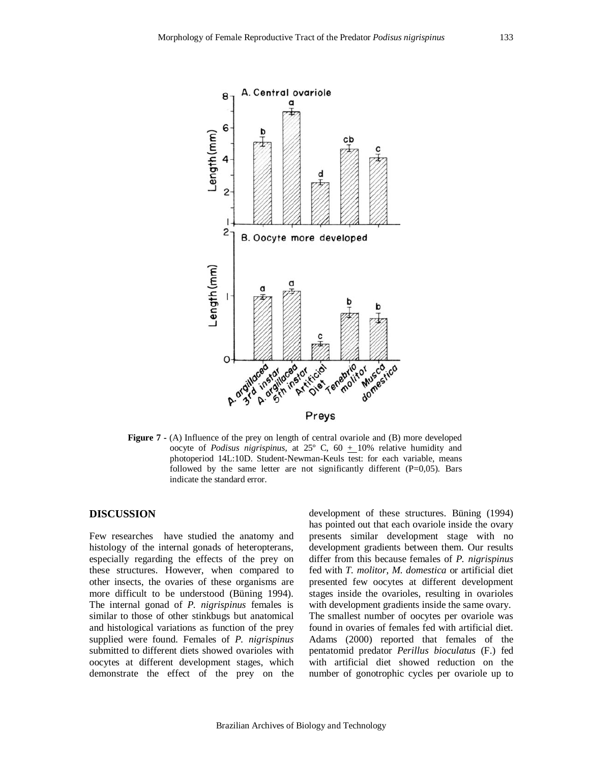**Figure 7 -** (A) Influence of the prey on length of central ovariole and (B) more developed oocyte of *Podisus nigrispinus*, at 25º C, 60 + 10% relative humidity and photoperiod 14L:10D. Student-Newman-Keuls test: for each variable, means followed by the same letter are not significantly different (P=0,05). Bars indicate the standard error.

## DISCUSSION

Few researches have studied the anatomy and histology of the internal gonads of heteropterans, especially regarding the effects of the prey on these structures. However, when compared to other insects, the ovaries of these organisms are more difficult to be understood (Büning 1994). The internal gonad of *P. nigrispinus* females is similar to those of other stinkbugs but anatomical and histological variations as function of the prey supplied were found. Females of *P. nigrispinus* submitted to different diets showed ovarioles with oocytes at different development stages, which demonstrate the effect of the prey on the development of these structures. Büning (1994) has pointed out that each ovariole inside the ovary presents similar development stage with no development gradients between them. Our results differ from this because females of *P. nigrispinus* fed with *T. molitor*, *M. domestica* or artificial diet presented few oocytes at different development stages inside the ovarioles, resulting in ovarioles with development gradients inside the same ovary. The smallest number of oocytes per ovariole was found in ovaries of females fed with artificial diet. Adams (2000) reported that females of the pentatomid predator *Perillus bioculatus* (F.) fed with artificial diet showed reduction on the number of gonotrophic cycles per ovariole up to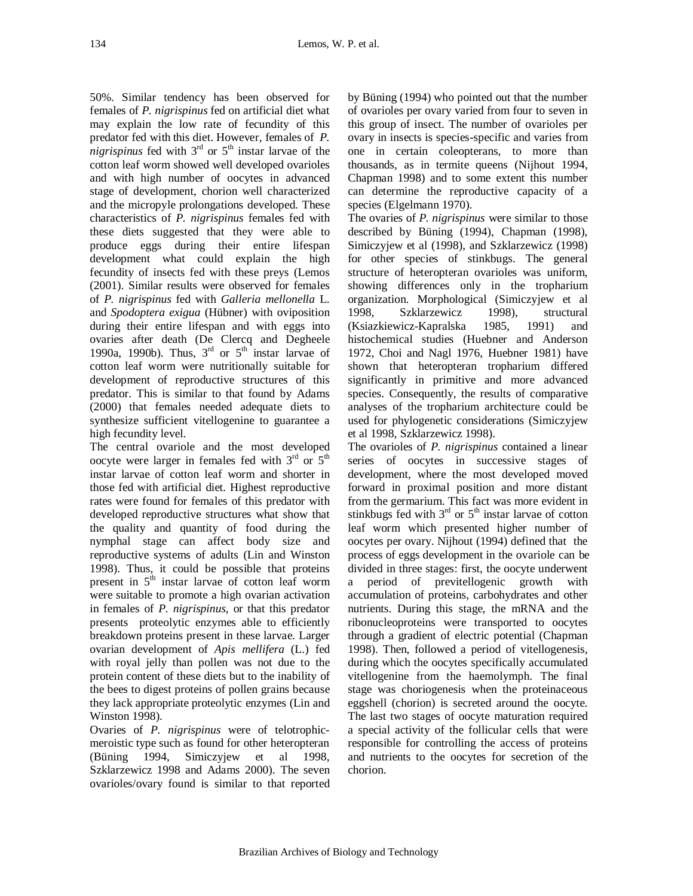50%. Similar tendency has been observed for females of *P. nigrispinus* fed on artificial diet what may explain the low rate of fecundity of this predator fed with this diet. However, females of *P. nigrispinus* fed with 3$^{rd}$ or 5$^{th}$ instar larvae of the cotton leaf worm showed well developed ovarioles and with high number of oocytes in advanced stage of development, chorion well characterized and the micropyle prolongations developed. These characteristics of *P. nigrispinus* females fed with these diets suggested that they were able to produce eggs during their entire lifespan development what could explain the high fecundity of insects fed with these preys (Lemos (2001). Similar results were observed for females of *P. nigrispinus* fed with *Galleria mellonella* L. and *Spodoptera exigua* (Hübner) with oviposition during their entire lifespan and with eggs into ovaries after death (De Clercq and Degheele 1990a, 1990b). Thus, 3$^{rd}$ or 5$^{th}$ instar larvae of cotton leaf worm were nutritionally suitable for development of reproductive structures of this predator. This is similar to that found by Adams (2000) that females needed adequate diets to synthesize sufficient vitellogenine to guarantee a high fecundity level.

The central ovariole and the most developed oocyte were larger in females fed with 3$^{rd}$ or 5$^{th}$ instar larvae of cotton leaf worm and shorter in those fed with artificial diet. Highest reproductive rates were found for females of this predator with developed reproductive structures what show that the quality and quantity of food during the nymphal stage can affect body size and reproductive systems of adults (Lin and Winston 1998). Thus, it could be possible that proteins present in 5$^{th}$ instar larvae of cotton leaf worm were suitable to promote a high ovarian activation in females of *P. nigrispinus*, or that this predator presents proteolytic enzymes able to efficiently breakdown proteins present in these larvae. Larger ovarian development of *Apis mellifera* (L.) fed with royal jelly than pollen was not due to the protein content of these diets but to the inability of the bees to digest proteins of pollen grains because they lack appropriate proteolytic enzymes (Lin and Winston 1998).

Ovaries of *P. nigrispinus* were of telotrophic-meroistic type such as found for other heteropteran (Büning 1994, Simiczyjew et al 1998, Szklarzewicz 1998 and Adams 2000). The seven ovarioles/ovary found is similar to that reported by Büning (1994) who pointed out that the number of ovarioles per ovary varied from four to seven in this group of insect. The number of ovarioles per ovary in insects is species-specific and varies from one in certain coleopterans, to more than thousands, as in termite queens (Nijhout 1994, Chapman 1998) and to some extent this number can determine the reproductive capacity of a species (Elgelmann 1970).

The ovaries of *P. nigrispinus* were similar to those described by Büning (1994), Chapman (1998), Simiczyjew et al (1998), and Szklarzewicz (1998) for other species of stinkbugs. The general structure of heteropteran ovarioles was uniform, showing differences only in the tropharium organization. Morphological (Simiczyjew et al 1998, Szklarzewicz 1998), structural (Ksiazkiewicz-Kapralska 1985, 1991) and histochemical studies (Huebner and Anderson 1972, Choi and Nagl 1976, Huebner 1981) have shown that heteropteran tropharium differed significantly in primitive and more advanced species. Consequently, the results of comparative analyses of the tropharium architecture could be used for phylogenetic considerations (Simiczyjew et al 1998, Szklarzewicz 1998).

The ovarioles of *P. nigrispinus* contained a linear series of oocytes in successive stages of development, where the most developed moved forward in proximal position and more distant from the germarium. This fact was more evident in stinkbugs fed with 3$^{rd}$ or 5$^{th}$ instar larvae of cotton leaf worm which presented higher number of oocytes per ovary. Nijhout (1994) defined that the process of eggs development in the ovariole can be divided in three stages: first, the oocyte underwent a period of previtellogenic growth with accumulation of proteins, carbohydrates and other nutrients. During this stage, the mRNA and the ribonucleoproteins were transported to oocytes through a gradient of electric potential (Chapman 1998). Then, followed a period of vitellogenesis, during which the oocytes specifically accumulated vitellogenine from the haemolymph. The final stage was choriogenesis when the proteinaceous eggshell (chorion) is secreted around the oocyte. The last two stages of oocyte maturation required a special activity of the follicular cells that were responsible for controlling the access of proteins and nutrients to the oocytes for secretion of the chorion.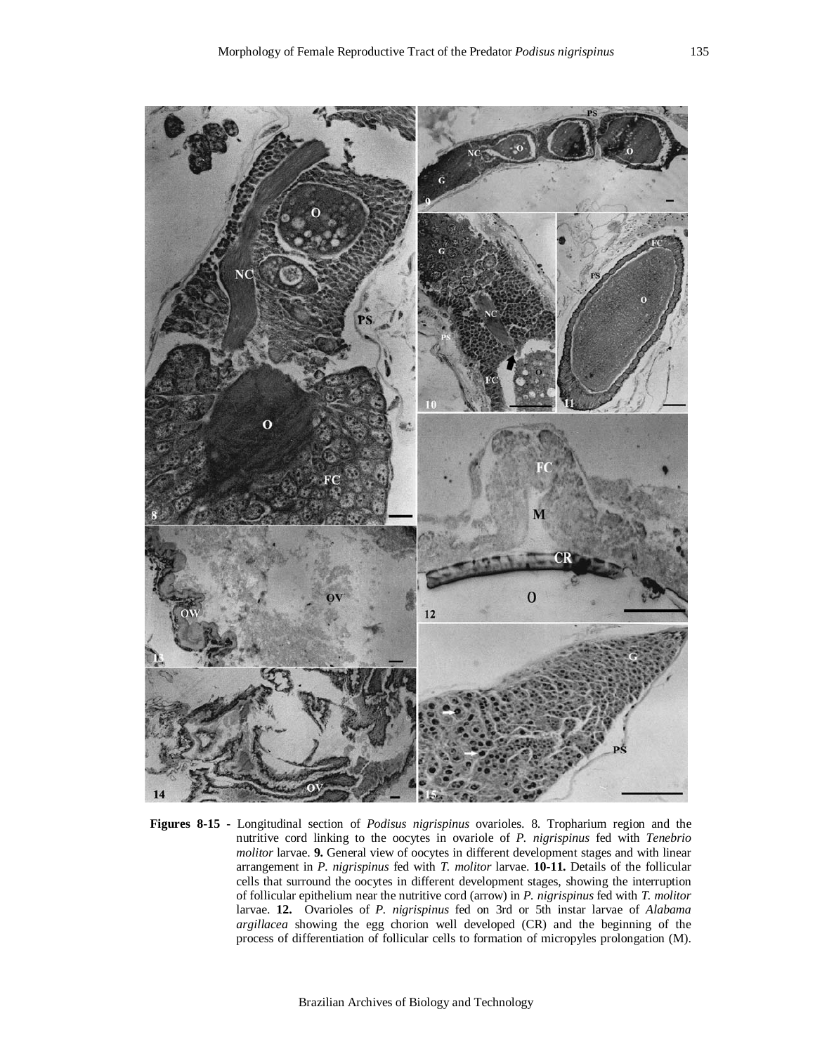**Figures 8-15 -** Longitudinal section of *Podisus nigrispinus* ovarioles. 8. Tropharium region and the nutritive cord linking to the oocytes in ovariole of *P. nigrispinus* fed with *Tenebrio molitor* larvae. **9.** General view of oocytes in different development stages and with linear arrangement in *P. nigrispinus* fed with *T. molitor* larvae. **10-11.** Details of the follicular cells that surround the oocytes in different development stages, showing the interruption of follicular epithelium near the nutritive cord (arrow) in *P. nigrispinus* fed with *T. molitor* larvae. **12.** Ovarioles of *P. nigrispinus* fed on 3rd or 5th instar larvae of *Alabama argillacea* showing the egg chorion well developed (CR) and the beginning of the process of differentiation of follicular cells to formation of micropyles prolongation (M).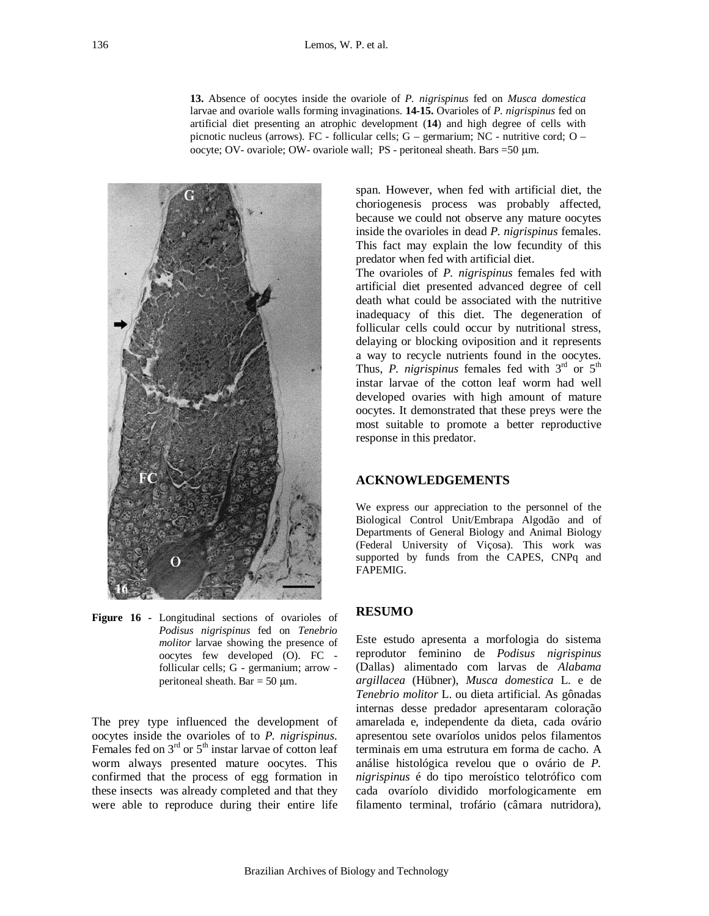**13.** Absence of oocytes inside the ovariole of *P. nigrispinus* fed on *Musca domestica* larvae and ovariole walls forming invaginations. **14-15.** Ovarioles of *P. nigrispinus* fed on artificial diet presenting an atrophic development (**14**) and high degree of cells with picnotic nucleus (arrows). FC - follicular cells; G – germarium; NC - nutritive cord; O – oocyte; OV- ovariole; OW- ovariole wall; PS - peritoneal sheath. Bars =50 μm.

**Figure 16 -** Longitudinal sections of ovarioles of *Podisus nigrispinus* fed on *Tenebrio molitor* larvae showing the presence of oocytes few developed (O). FC - follicular cells; G - germanium; arrow - peritoneal sheath. Bar = 50 μm.

The prey type influenced the development of oocytes inside the ovarioles of to *P. nigrispinus*. Females fed on 3rd or 5th instar larvae of cotton leaf worm always presented mature oocytes. This confirmed that the process of egg formation in these insects was already completed and that they were able to reproduce during their entire life span. However, when fed with artificial diet, the choriogenesis process was probably affected, because we could not observe any mature oocytes inside the ovarioles in dead *P. nigrispinus* females. This fact may explain the low fecundity of this predator when fed with artificial diet.

The ovarioles of *P. nigrispinus* females fed with artificial diet presented advanced degree of cell death what could be associated with the nutritive inadequacy of this diet. The degeneration of follicular cells could occur by nutritional stress, delaying or blocking oviposition and it represents a way to recycle nutrients found in the oocytes. Thus, *P. nigrispinus* females fed with 3rd or 5th instar larvae of the cotton leaf worm had well developed ovaries with high amount of mature oocytes. It demonstrated that these preys were the most suitable to promote a better reproductive response in this predator.

## ACKNOWLEDGEMENTS

We express our appreciation to the personnel of the Biological Control Unit/Embrapa Algodão and of Departments of General Biology and Animal Biology (Federal University of Viçosa). This work was supported by funds from the CAPES, CNPq and FAPEMIG.

## RESUMO

Este estudo apresenta a morfologia do sistema reprodutor feminino de *Podisus nigrispinus* (Dallas) alimentado com larvas de *Alabama argillacea* (Hübner), *Musca domestica* L. e de *Tenebrio molitor* L. ou dieta artificial. As gônadas internas desse predador apresentaram coloração amarelada e, independente da dieta, cada ovário apresentou sete ovaríolos unidos pelos filamentos terminais em uma estrutura em forma de cacho. A análise histológica revelou que o ovário de *P. nigrispinus* é do tipo meroístico telotrófico com cada ovaríolo dividido morfologicamente em filamento terminal, trofário (câmara nutridora),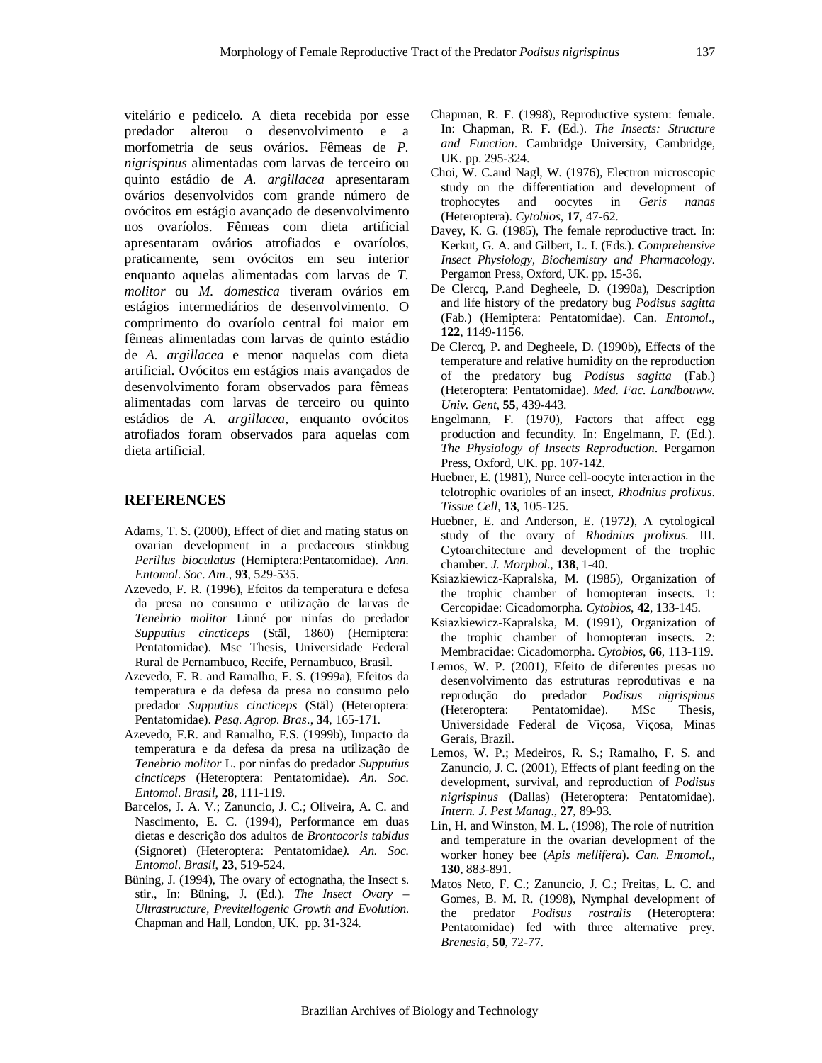vitelário e pedicelo. A dieta recebida por esse predador alterou o desenvolvimento e a morfometria de seus ovários. Fêmeas de *P. nigrispinus* alimentadas com larvas de terceiro ou quinto estádio de *A. argillacea* apresentaram ovários desenvolvidos com grande número de ovócitos em estágio avançado de desenvolvimento nos ovaríolos. Fêmeas com dieta artificial apresentaram ovários atrofiados e ovaríolos, praticamente, sem ovócitos em seu interior enquanto aquelas alimentadas com larvas de *T. molitor* ou *M. domestica* tiveram ovários em estágios intermediários de desenvolvimento. O comprimento do ovaríolo central foi maior em fêmeas alimentadas com larvas de quinto estádio de *A. argillacea* e menor naquelas com dieta artificial. Ovócitos em estágios mais avançados de desenvolvimento foram observados para fêmeas alimentadas com larvas de terceiro ou quinto estádios de *A. argillacea*, enquanto ovócitos atrofiados foram observados para aquelas com dieta artificial.

## REFERENCES

Adams, T. S. (2000), Effect of diet and mating status on ovarian development in a predaceous stinkbug *Perillus bioculatus* (Hemiptera:Pentatomidae). *Ann. Entomol. Soc. Am*., **93**, 529-535.

Azevedo, F. R. (1996), Efeitos da temperatura e defesa da presa no consumo e utilização de larvas de *Tenebrio molitor* Linné por ninfas do predador *Supputius cincticeps* (Stäl, 1860) (Hemiptera: Pentatomidae). Msc Thesis, Universidade Federal Rural de Pernambuco, Recife, Pernambuco, Brasil.

Azevedo, F. R. and Ramalho, F. S. (1999a), Efeitos da temperatura e da defesa da presa no consumo pelo predador *Supputius cincticeps* (Stäl) (Heteroptera: Pentatomidae). *Pesq. Agrop. Bras*., **34**, 165-171.

Azevedo, F.R. and Ramalho, F.S. (1999b), Impacto da temperatura e da defesa da presa na utilização de *Tenebrio molitor* L. por ninfas do predador *Supputius cincticeps* (Heteroptera: Pentatomidae). *An. Soc. Entomol. Brasil*, **28**, 111-119.

Barcelos, J. A. V.; Zanuncio, J. C.; Oliveira, A. C. and Nascimento, E. C. (1994), Performance em duas dietas e descrição dos adultos de *Brontocoris tabidus* (Signoret) (Heteroptera: Pentatomidae*). An. Soc. Entomol. Brasil*, **23**, 519-524.

Büning, J. (1994), The ovary of ectognatha, the Insect s. stir., In: Büning, J. (Ed.). *The Insect Ovary – Ultrastructure, Previtellogenic Growth and Evolution*. Chapman and Hall, London, UK. pp. 31-324.

Chapman, R. F. (1998), Reproductive system: female. In: Chapman, R. F. (Ed.). *The Insects: Structure and Function*. Cambridge University, Cambridge, UK. pp. 295-324.

Choi, W. C.and Nagl, W. (1976), Electron microscopic study on the differentiation and development of trophocytes and oocytes in *Geris nanas* (Heteroptera). *Cytobios*, **17**, 47-62.

Davey, K. G. (1985), The female reproductive tract. In: Kerkut, G. A. and Gilbert, L. I. (Eds.). *Comprehensive Insect Physiology, Biochemistry and Pharmacology*. Pergamon Press, Oxford, UK. pp. 15-36.

De Clercq, P.and Degheele, D. (1990a), Description and life history of the predatory bug *Podisus sagitta* (Fab.) (Hemiptera: Pentatomidae). Can. *Entomol*., **122**, 1149-1156.

De Clercq, P. and Degheele, D. (1990b), Effects of the temperature and relative humidity on the reproduction of the predatory bug *Podisus sagitta* (Fab.) (Heteroptera: Pentatomidae). *Med. Fac. Landbouww. Univ. Gent*, **55**, 439-443.

Engelmann, F. (1970), Factors that affect egg production and fecundity. In: Engelmann, F. (Ed.). *The Physiology of Insects Reproduction*. Pergamon Press, Oxford, UK. pp. 107-142.

Huebner, E. (1981), Nurce cell-oocyte interaction in the telotrophic ovarioles of an insect, *Rhodnius prolixus*. *Tissue Cell*, **13**, 105-125.

Huebner, E. and Anderson, E. (1972), A cytological study of the ovary of *Rhodnius prolixus*. III. Cytoarchitecture and development of the trophic chamber. *J. Morphol*., **138**, 1-40.

Ksiazkiewicz-Kapralska, M. (1985), Organization of the trophic chamber of homopteran insects. 1: Cercopidae: Cicadomorpha. *Cytobios*, **42**, 133-145.

Ksiazkiewicz-Kapralska, M. (1991), Organization of the trophic chamber of homopteran insects. 2: Membracidae: Cicadomorpha. *Cytobios*, **66**, 113-119.

Lemos, W. P. (2001), Efeito de diferentes presas no desenvolvimento das estruturas reprodutivas e na reprodução do predador *Podisus nigrispinus* (Heteroptera: Pentatomidae). MSc Thesis, Universidade Federal de Viçosa, Viçosa, Minas Gerais, Brazil.

Lemos, W. P.; Medeiros, R. S.; Ramalho, F. S. and Zanuncio, J. C. (2001), Effects of plant feeding on the development, survival, and reproduction of *Podisus nigrispinus* (Dallas) (Heteroptera: Pentatomidae). *Intern. J. Pest Manag*., **27**, 89-93.

Lin, H. and Winston, M. L. (1998), The role of nutrition and temperature in the ovarian development of the worker honey bee (*Apis mellifera*). *Can. Entomol*., **130**, 883-891.

Matos Neto, F. C.; Zanuncio, J. C.; Freitas, L. C. and Gomes, B. M. R. (1998), Nymphal development of the predator *Podisus rostralis* (Heteroptera: Pentatomidae) fed with three alternative prey. *Brenesia*, **50**, 72-77.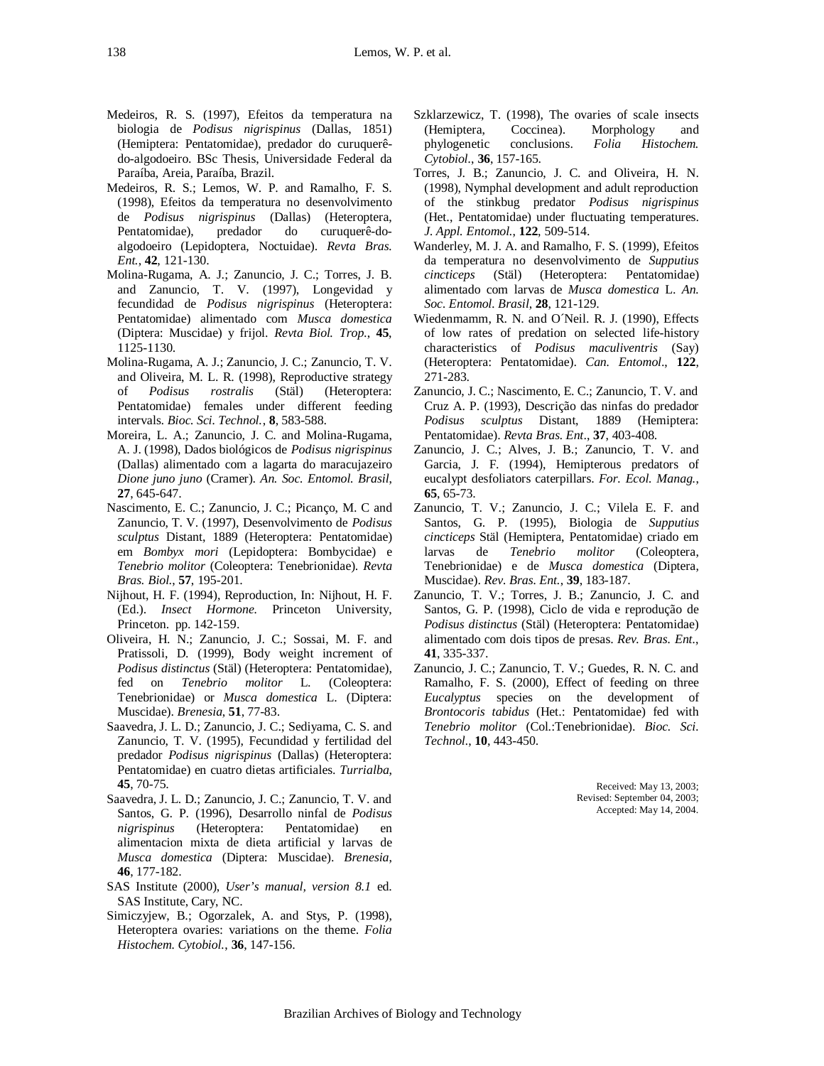Medeiros, R. S. (1997), Efeitos da temperatura na biologia de *Podisus nigrispinus* (Dallas, 1851) (Hemiptera: Pentatomidae), predador do curuquerê-do-algodoeiro. BSc Thesis, Universidade Federal da Paraíba, Areia, Paraíba, Brazil.

Medeiros, R. S.; Lemos, W. P. and Ramalho, F. S. (1998), Efeitos da temperatura no desenvolvimento de *Podisus nigrispinus* (Dallas) (Heteroptera, Pentatomidae), predador do curuquerê-do-algodoeiro (Lepidoptera, Noctuidae). *Revta Bras. Ent.*, **42**, 121-130.

Molina-Rugama, A. J.; Zanuncio, J. C.; Torres, J. B. and Zanuncio, T. V. (1997), Longevidad y fecundidad de *Podisus nigrispinus* (Heteroptera: Pentatomidae) alimentado com *Musca domestica* (Diptera: Muscidae) y frijol. *Revta Biol. Trop.*, **45**, 1125-1130.

Molina-Rugama, A. J.; Zanuncio, J. C.; Zanuncio, T. V. and Oliveira, M. L. R. (1998), Reproductive strategy of *Podisus rostralis* (Stäl) (Heteroptera: Pentatomidae) females under different feeding intervals. *Bioc. Sci. Technol.*, **8**, 583-588.

Moreira, L. A.; Zanuncio, J. C. and Molina-Rugama, A. J. (1998), Dados biológicos de *Podisus nigrispinus* (Dallas) alimentado com a lagarta do maracujazeiro *Dione juno juno* (Cramer). *An. Soc. Entomol. Brasil*, **27**, 645-647.

Nascimento, E. C.; Zanuncio, J. C.; Picanço, M. C and Zanuncio, T. V. (1997), Desenvolvimento de *Podisus sculptus* Distant, 1889 (Heteroptera: Pentatomidae) em *Bombyx mori* (Lepidoptera: Bombycidae) e *Tenebrio molitor* (Coleoptera: Tenebrionidae). *Revta Bras. Biol.*, **57**, 195-201.

Nijhout, H. F. (1994), Reproduction, In: Nijhout, H. F. (Ed.). *Insect Hormone.* Princeton University, Princeton. pp. 142-159.

Oliveira, H. N.; Zanuncio, J. C.; Sossai, M. F. and Pratissoli, D. (1999), Body weight increment of *Podisus distinctus* (Stäl) (Heteroptera: Pentatomidae), fed on *Tenebrio molitor* L. (Coleoptera: Tenebrionidae) or *Musca domestica* L. (Diptera: Muscidae). *Brenesia*, **51**, 77-83.

Saavedra, J. L. D.; Zanuncio, J. C.; Sediyama, C. S. and Zanuncio, T. V. (1995), Fecundidad y fertilidad del predador *Podisus nigrispinus* (Dallas) (Heteroptera: Pentatomidae) en cuatro dietas artificiales. *Turrialba*, **45**, 70-75.

Saavedra, J. L. D.; Zanuncio, J. C.; Zanuncio, T. V. and Santos, G. P. (1996), Desarrollo ninfal de *Podisus nigrispinus* (Heteroptera: Pentatomidae) en alimentacion mixta de dieta artificial y larvas de *Musca domestica* (Diptera: Muscidae). *Brenesia*, **46**, 177-182.

SAS Institute (2000), *User's manual, version 8.1* ed. SAS Institute, Cary, NC.

Simiczyjew, B.; Ogorzalek, A. and Stys, P. (1998), Heteroptera ovaries: variations on the theme. *Folia Histochem. Cytobiol.*, **36**, 147-156.

Szklarzewicz, T. (1998), The ovaries of scale insects (Hemiptera, Coccinea). Morphology and phylogenetic conclusions. *Folia Histochem. Cytobiol.*, **36**, 157-165.

Torres, J. B.; Zanuncio, J. C. and Oliveira, H. N. (1998), Nymphal development and adult reproduction of the stinkbug predator *Podisus nigrispinus* (Het., Pentatomidae) under fluctuating temperatures. *J. Appl. Entomol.*, **122**, 509-514.

Wanderley, M. J. A. and Ramalho, F. S. (1999), Efeitos da temperatura no desenvolvimento de *Supputius cincticeps* (Stäl) (Heteroptera: Pentatomidae) alimentado com larvas de *Musca domestica* L. *An. Soc. Entomol. Brasil*, **28**, 121-129.

Wiedenmamm, R. N. and O´Neil. R. J. (1990), Effects of low rates of predation on selected life-history characteristics of *Podisus maculiventris* (Say) (Heteroptera: Pentatomidae). *Can. Entomol*., **122**, 271-283.

Zanuncio, J. C.; Nascimento, E. C.; Zanuncio, T. V. and Cruz A. P. (1993), Descrição das ninfas do predador *Podisus sculptus* Distant, 1889 (Hemiptera: Pentatomidae). *Revta Bras. Ent*., **37**, 403-408.

Zanuncio, J. C.; Alves, J. B.; Zanuncio, T. V. and Garcia, J. F. (1994), Hemipterous predators of eucalypt desfoliators caterpillars. *For. Ecol. Manag.*, **65**, 65-73.

Zanuncio, T. V.; Zanuncio, J. C.; Vilela E. F. and Santos, G. P. (1995), Biologia de *Supputius cincticeps* Stäl (Hemiptera, Pentatomidae) criado em larvas de *Tenebrio molitor* (Coleoptera, Tenebrionidae) e de *Musca domestica* (Diptera, Muscidae). *Rev. Bras. Ent.*, **39**, 183-187.

Zanuncio, T. V.; Torres, J. B.; Zanuncio, J. C. and Santos, G. P. (1998), Ciclo de vida e reprodução de *Podisus distinctus* (Stäl) (Heteroptera: Pentatomidae) alimentado com dois tipos de presas. *Rev. Bras. Ent.*, **41**, 335-337.

Zanuncio, J. C.; Zanuncio, T. V.; Guedes, R. N. C. and Ramalho, F. S. (2000), Effect of feeding on three *Eucalyptus* species on the development of *Brontocoris tabidus* (Het.: Pentatomidae) fed with *Tenebrio molitor* (Col.:Tenebrionidae). *Bioc. Sci. Technol*., **10**, 443-450.

Received: May 13, 2003;
Revised: September 04, 2003;
Accepted: May 14, 2004.